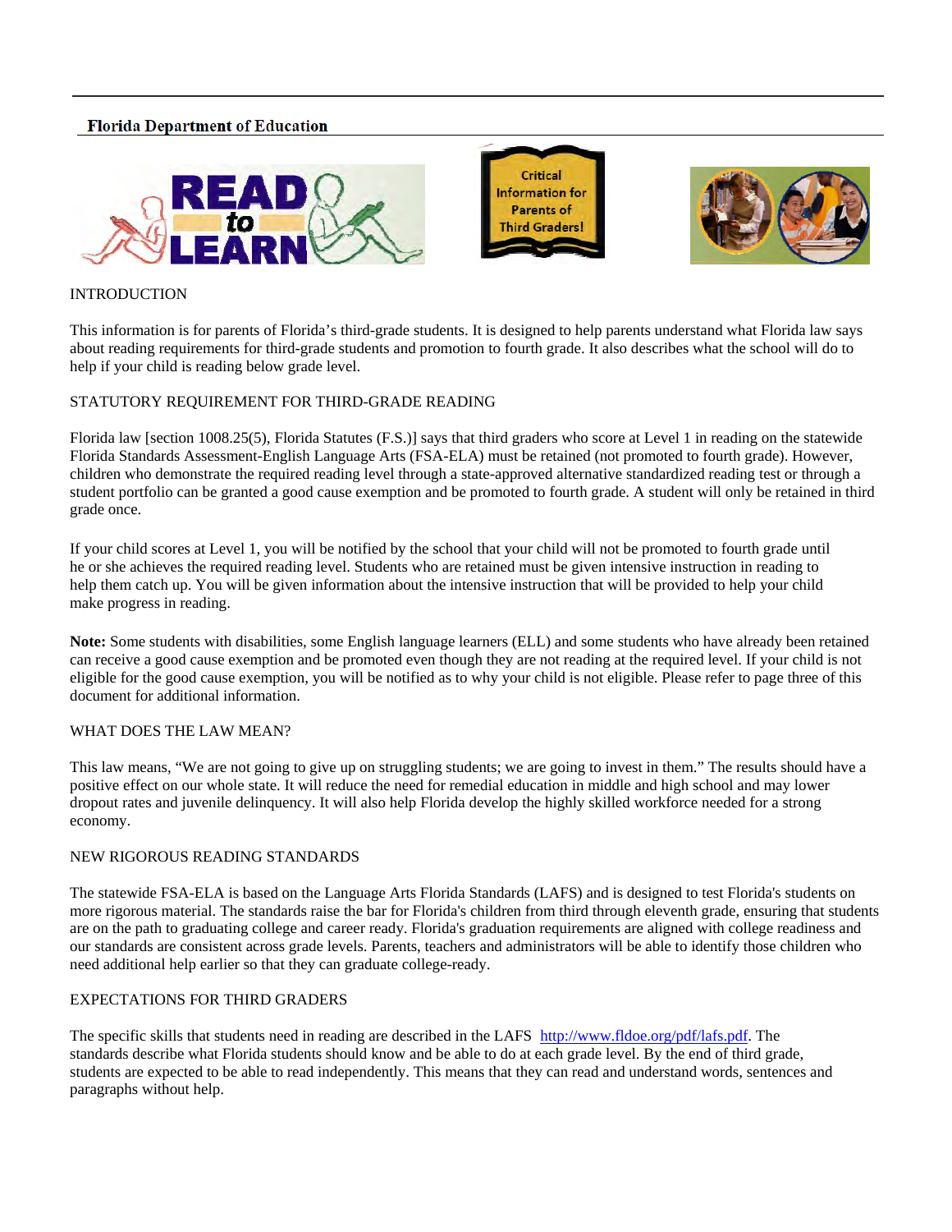**Florida Department of Education**

READ to LEARN

Critical Information for Parents of Third Graders!

## INTRODUCTION

This information is for parents of Florida's third-grade students. It is designed to help parents understand what Florida law says about reading requirements for third-grade students and promotion to fourth grade. It also describes what the school will do to help if your child is reading below grade level.

## STATUTORY REQUIREMENT FOR THIRD-GRADE READING

Florida law [section 1008.25(5), Florida Statutes (F.S.)] says that third graders who score at Level 1 in reading on the statewide Florida Standards Assessment-English Language Arts (FSA-ELA) must be retained (not promoted to fourth grade). However, children who demonstrate the required reading level through a state-approved alternative standardized reading test or through a student portfolio can be granted a good cause exemption and be promoted to fourth grade. A student will only be retained in third grade once.

If your child scores at Level 1, you will be notified by the school that your child will not be promoted to fourth grade until he or she achieves the required reading level. Students who are retained must be given intensive instruction in reading to help them catch up. You will be given information about the intensive instruction that will be provided to help your child make progress in reading.

**Note:** Some students with disabilities, some English language learners (ELL) and some students who have already been retained can receive a good cause exemption and be promoted even though they are not reading at the required level. If your child is not eligible for the good cause exemption, you will be notified as to why your child is not eligible. Please refer to page three of this document for additional information.

## WHAT DOES THE LAW MEAN?

This law means, "We are not going to give up on struggling students; we are going to invest in them." The results should have a positive effect on our whole state. It will reduce the need for remedial education in middle and high school and may lower dropout rates and juvenile delinquency. It will also help Florida develop the highly skilled workforce needed for a strong economy.

## NEW RIGOROUS READING STANDARDS

The statewide FSA-ELA is based on the Language Arts Florida Standards (LAFS) and is designed to test Florida's students on more rigorous material. The standards raise the bar for Florida's children from third through eleventh grade, ensuring that students are on the path to graduating college and career ready. Florida's graduation requirements are aligned with college readiness and our standards are consistent across grade levels. Parents, teachers and administrators will be able to identify those children who need additional help earlier so that they can graduate college-ready.

## EXPECTATIONS FOR THIRD GRADERS

The specific skills that students need in reading are described in the LAFS http://www.fldoe.org/pdf/lafs.pdf. The standards describe what Florida students should know and be able to do at each grade level. By the end of third grade, students are expected to be able to read independently. This means that they can read and understand words, sentences and paragraphs without help.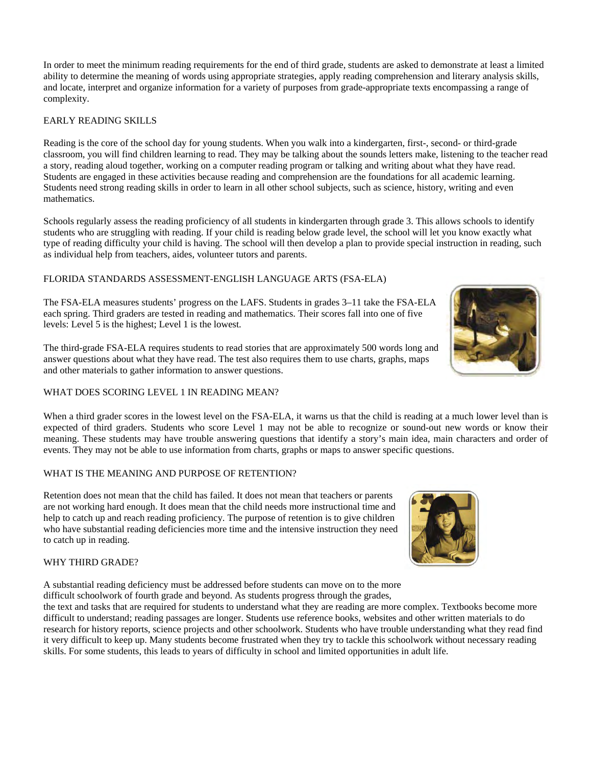In order to meet the minimum reading requirements for the end of third grade, students are asked to demonstrate at least a limited ability to determine the meaning of words using appropriate strategies, apply reading comprehension and literary analysis skills, and locate, interpret and organize information for a variety of purposes from grade-appropriate texts encompassing a range of complexity.

## EARLY READING SKILLS

Reading is the core of the school day for young students. When you walk into a kindergarten, first-, second- or third-grade classroom, you will find children learning to read. They may be talking about the sounds letters make, listening to the teacher read a story, reading aloud together, working on a computer reading program or talking and writing about what they have read. Students are engaged in these activities because reading and comprehension are the foundations for all academic learning. Students need strong reading skills in order to learn in all other school subjects, such as science, history, writing and even mathematics.

Schools regularly assess the reading proficiency of all students in kindergarten through grade 3. This allows schools to identify students who are struggling with reading. If your child is reading below grade level, the school will let you know exactly what type of reading difficulty your child is having. The school will then develop a plan to provide special instruction in reading, such as individual help from teachers, aides, volunteer tutors and parents.

## FLORIDA STANDARDS ASSESSMENT-ENGLISH LANGUAGE ARTS (FSA-ELA)

The FSA-ELA measures students' progress on the LAFS. Students in grades 3–11 take the FSA-ELA each spring. Third graders are tested in reading and mathematics. Their scores fall into one of five levels: Level 5 is the highest; Level 1 is the lowest.

The third-grade FSA-ELA requires students to read stories that are approximately 500 words long and answer questions about what they have read. The test also requires them to use charts, graphs, maps and other materials to gather information to answer questions.

## WHAT DOES SCORING LEVEL 1 IN READING MEAN?

When a third grader scores in the lowest level on the FSA-ELA, it warns us that the child is reading at a much lower level than is expected of third graders. Students who score Level 1 may not be able to recognize or sound-out new words or know their meaning. These students may have trouble answering questions that identify a story's main idea, main characters and order of events. They may not be able to use information from charts, graphs or maps to answer specific questions.

## WHAT IS THE MEANING AND PURPOSE OF RETENTION?

Retention does not mean that the child has failed. It does not mean that teachers or parents are not working hard enough. It does mean that the child needs more instructional time and help to catch up and reach reading proficiency. The purpose of retention is to give children who have substantial reading deficiencies more time and the intensive instruction they need to catch up in reading.

## WHY THIRD GRADE?

A substantial reading deficiency must be addressed before students can move on to the more difficult schoolwork of fourth grade and beyond. As students progress through the grades, the text and tasks that are required for students to understand what they are reading are more complex. Textbooks become more difficult to understand; reading passages are longer. Students use reference books, websites and other written materials to do research for history reports, science projects and other schoolwork. Students who have trouble understanding what they read find it very difficult to keep up. Many students become frustrated when they try to tackle this schoolwork without necessary reading skills. For some students, this leads to years of difficulty in school and limited opportunities in adult life.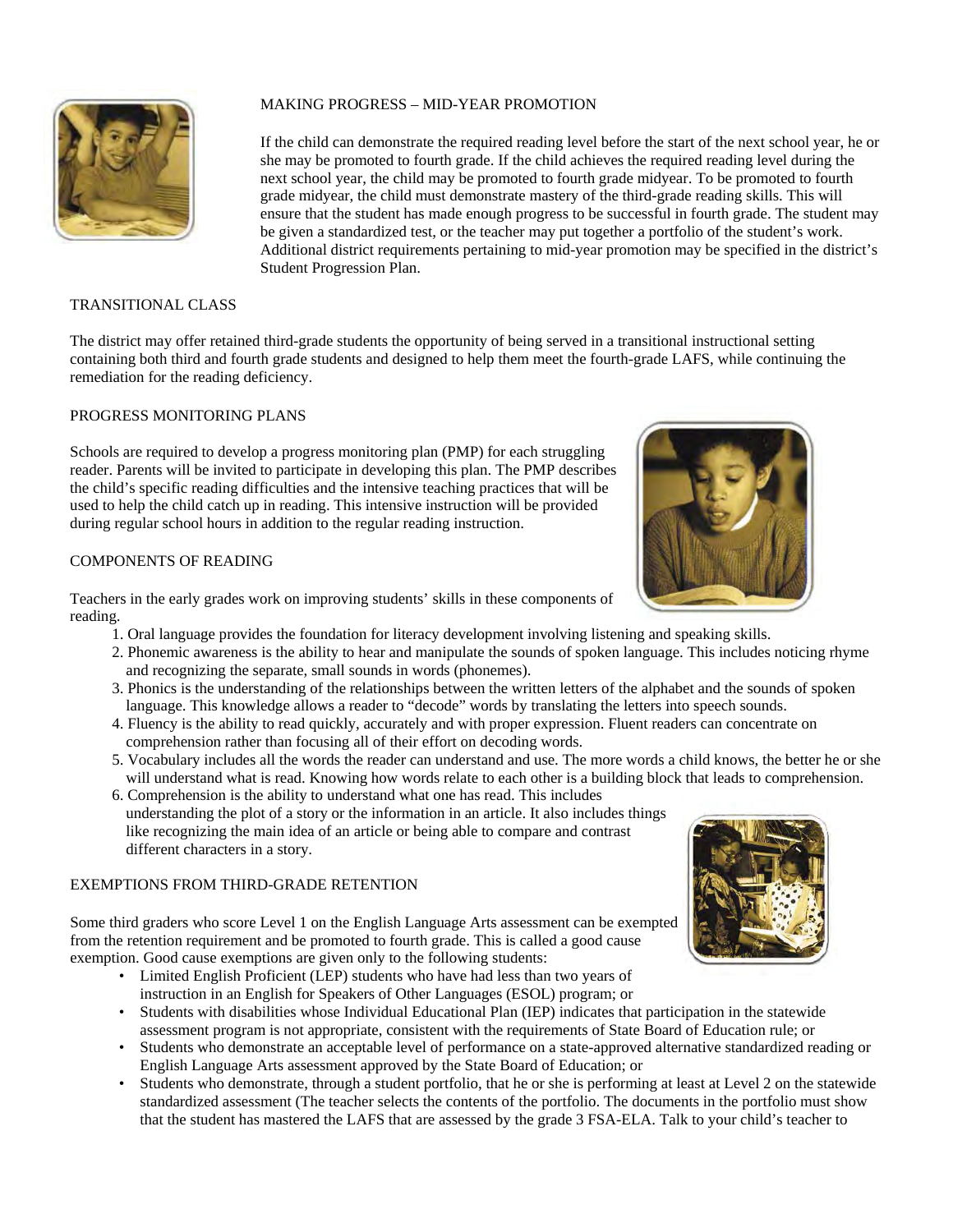## MAKING PROGRESS – MID-YEAR PROMOTION

If the child can demonstrate the required reading level before the start of the next school year, he or she may be promoted to fourth grade. If the child achieves the required reading level during the next school year, the child may be promoted to fourth grade midyear. To be promoted to fourth grade midyear, the child must demonstrate mastery of the third-grade reading skills. This will ensure that the student has made enough progress to be successful in fourth grade. The student may be given a standardized test, or the teacher may put together a portfolio of the student's work. Additional district requirements pertaining to mid-year promotion may be specified in the district's Student Progression Plan.

## TRANSITIONAL CLASS

The district may offer retained third-grade students the opportunity of being served in a transitional instructional setting containing both third and fourth grade students and designed to help them meet the fourth-grade LAFS, while continuing the remediation for the reading deficiency.

## PROGRESS MONITORING PLANS

Schools are required to develop a progress monitoring plan (PMP) for each struggling reader. Parents will be invited to participate in developing this plan. The PMP describes the child's specific reading difficulties and the intensive teaching practices that will be used to help the child catch up in reading. This intensive instruction will be provided during regular school hours in addition to the regular reading instruction.

## COMPONENTS OF READING

Teachers in the early grades work on improving students' skills in these components of reading.

1. Oral language provides the foundation for literacy development involving listening and speaking skills.
2. Phonemic awareness is the ability to hear and manipulate the sounds of spoken language. This includes noticing rhyme and recognizing the separate, small sounds in words (phonemes).
3. Phonics is the understanding of the relationships between the written letters of the alphabet and the sounds of spoken language. This knowledge allows a reader to "decode" words by translating the letters into speech sounds.
4. Fluency is the ability to read quickly, accurately and with proper expression. Fluent readers can concentrate on comprehension rather than focusing all of their effort on decoding words.
5. Vocabulary includes all the words the reader can understand and use. The more words a child knows, the better he or she will understand what is read. Knowing how words relate to each other is a building block that leads to comprehension.
6. Comprehension is the ability to understand what one has read. This includes understanding the plot of a story or the information in an article. It also includes things like recognizing the main idea of an article or being able to compare and contrast different characters in a story.

## EXEMPTIONS FROM THIRD-GRADE RETENTION

Some third graders who score Level 1 on the English Language Arts assessment can be exempted from the retention requirement and be promoted to fourth grade. This is called a good cause exemption. Good cause exemptions are given only to the following students:

- Limited English Proficient (LEP) students who have had less than two years of instruction in an English for Speakers of Other Languages (ESOL) program; or
- Students with disabilities whose Individual Educational Plan (IEP) indicates that participation in the statewide assessment program is not appropriate, consistent with the requirements of State Board of Education rule; or
- Students who demonstrate an acceptable level of performance on a state-approved alternative standardized reading or English Language Arts assessment approved by the State Board of Education; or
- Students who demonstrate, through a student portfolio, that he or she is performing at least at Level 2 on the statewide standardized assessment (The teacher selects the contents of the portfolio. The documents in the portfolio must show that the student has mastered the LAFS that are assessed by the grade 3 FSA-ELA. Talk to your child's teacher to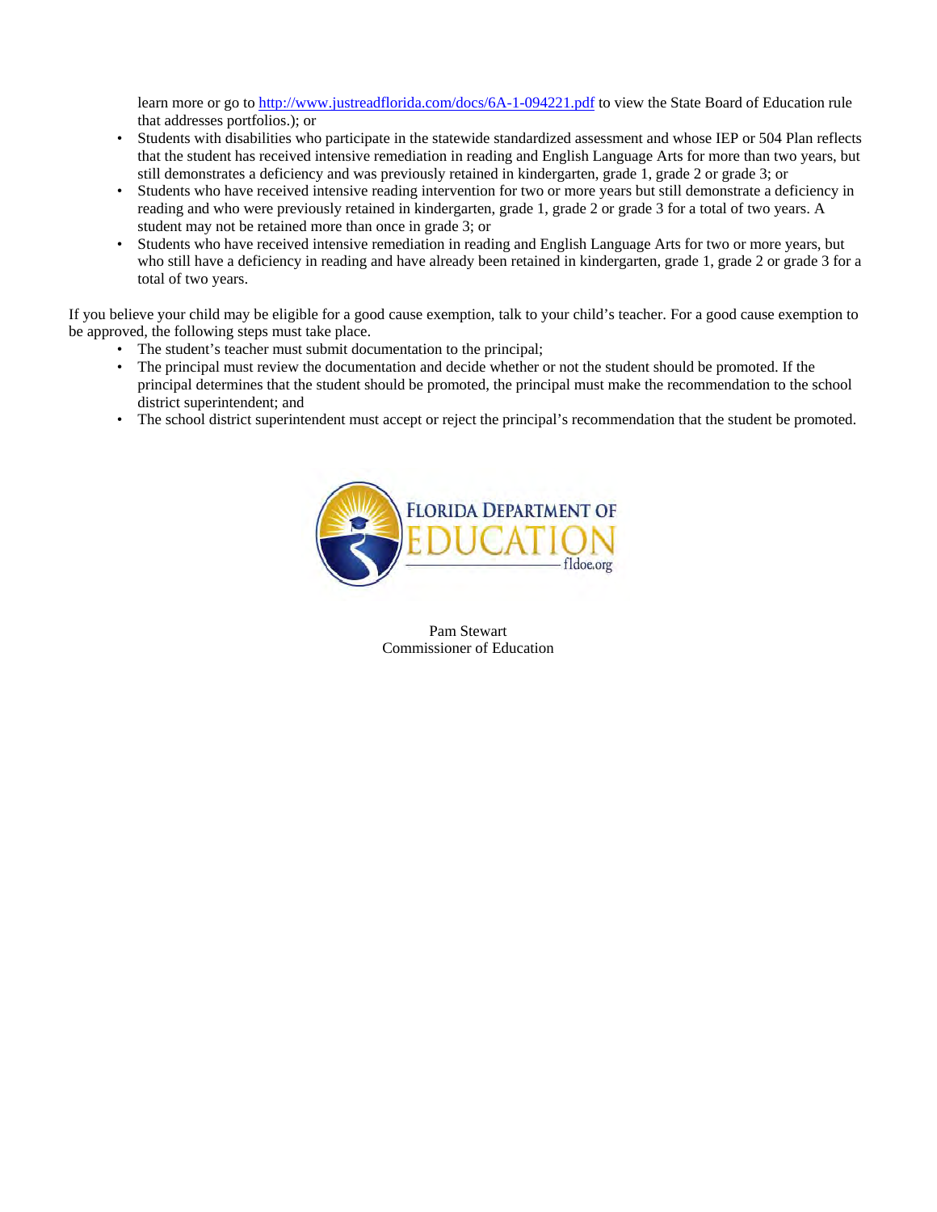learn more or go to http://www.justreadflorida.com/docs/6A-1-094221.pdf to view the State Board of Education rule that addresses portfolios.); or

- Students with disabilities who participate in the statewide standardized assessment and whose IEP or 504 Plan reflects that the student has received intensive remediation in reading and English Language Arts for more than two years, but still demonstrates a deficiency and was previously retained in kindergarten, grade 1, grade 2 or grade 3; or
- Students who have received intensive reading intervention for two or more years but still demonstrate a deficiency in reading and who were previously retained in kindergarten, grade 1, grade 2 or grade 3 for a total of two years. A student may not be retained more than once in grade 3; or
- Students who have received intensive remediation in reading and English Language Arts for two or more years, but who still have a deficiency in reading and have already been retained in kindergarten, grade 1, grade 2 or grade 3 for a total of two years.

If you believe your child may be eligible for a good cause exemption, talk to your child's teacher. For a good cause exemption to be approved, the following steps must take place.

- The student's teacher must submit documentation to the principal;
- The principal must review the documentation and decide whether or not the student should be promoted. If the principal determines that the student should be promoted, the principal must make the recommendation to the school district superintendent; and
- The school district superintendent must accept or reject the principal's recommendation that the student be promoted.

FLORIDA DEPARTMENT OF EDUCATION
fldoe.org

Pam Stewart
Commissioner of Education